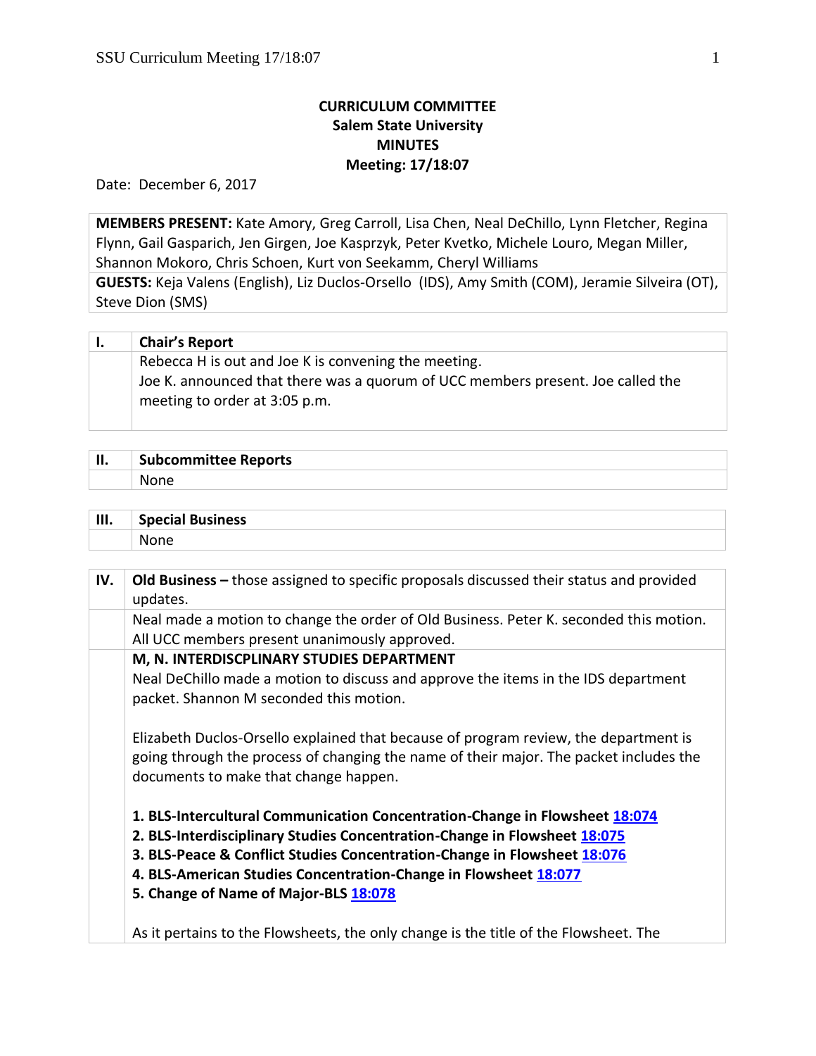# CURRICULUM COMMITTEE
## Salem State University
## MINUTES
## Meeting: 17/18:07

Date: December 6, 2017

**MEMBERS PRESENT:** Kate Amory, Greg Carroll, Lisa Chen, Neal DeChillo, Lynn Fletcher, Regina Flynn, Gail Gasparich, Jen Girgen, Joe Kasprzyk, Peter Kvetko, Michele Louro, Megan Miller, Shannon Mokoro, Chris Schoen, Kurt von Seekamm, Cheryl Williams

**GUESTS:** Keja Valens (English), Liz Duclos-Orsello (IDS), Amy Smith (COM), Jeramie Silveira (OT), Steve Dion (SMS)

| I. | **Chair's Report** |
|---|---|
| | Rebecca H is out and Joe K is convening the meeting.<br>Joe K. announced that there was a quorum of UCC members present. Joe called the meeting to order at 3:05 p.m. |

| II. | **Subcommittee Reports** |
|---|---|
| | None |

| III. | **Special Business** |
|---|---|
| | None |

| IV. | **Old Business –** those assigned to specific proposals discussed their status and provided updates. |
|---|---|
| | Neal made a motion to change the order of Old Business. Peter K. seconded this motion. All UCC members present unanimously approved. |
| | **M, N. INTERDISCPLINARY STUDIES DEPARTMENT**<br>Neal DeChillo made a motion to discuss and approve the items in the IDS department packet. Shannon M seconded this motion.<br><br>Elizabeth Duclos-Orsello explained that because of program review, the department is going through the process of changing the name of their major. The packet includes the documents to make that change happen.<br><br>**1. BLS-Intercultural Communication Concentration-Change in Flowsheet 18:074**<br>**2. BLS-Interdisciplinary Studies Concentration-Change in Flowsheet 18:075**<br>**3. BLS-Peace & Conflict Studies Concentration-Change in Flowsheet 18:076**<br>**4. BLS-American Studies Concentration-Change in Flowsheet 18:077**<br>**5. Change of Name of Major-BLS 18:078**<br><br>As it pertains to the Flowsheets, the only change is the title of the Flowsheet. The |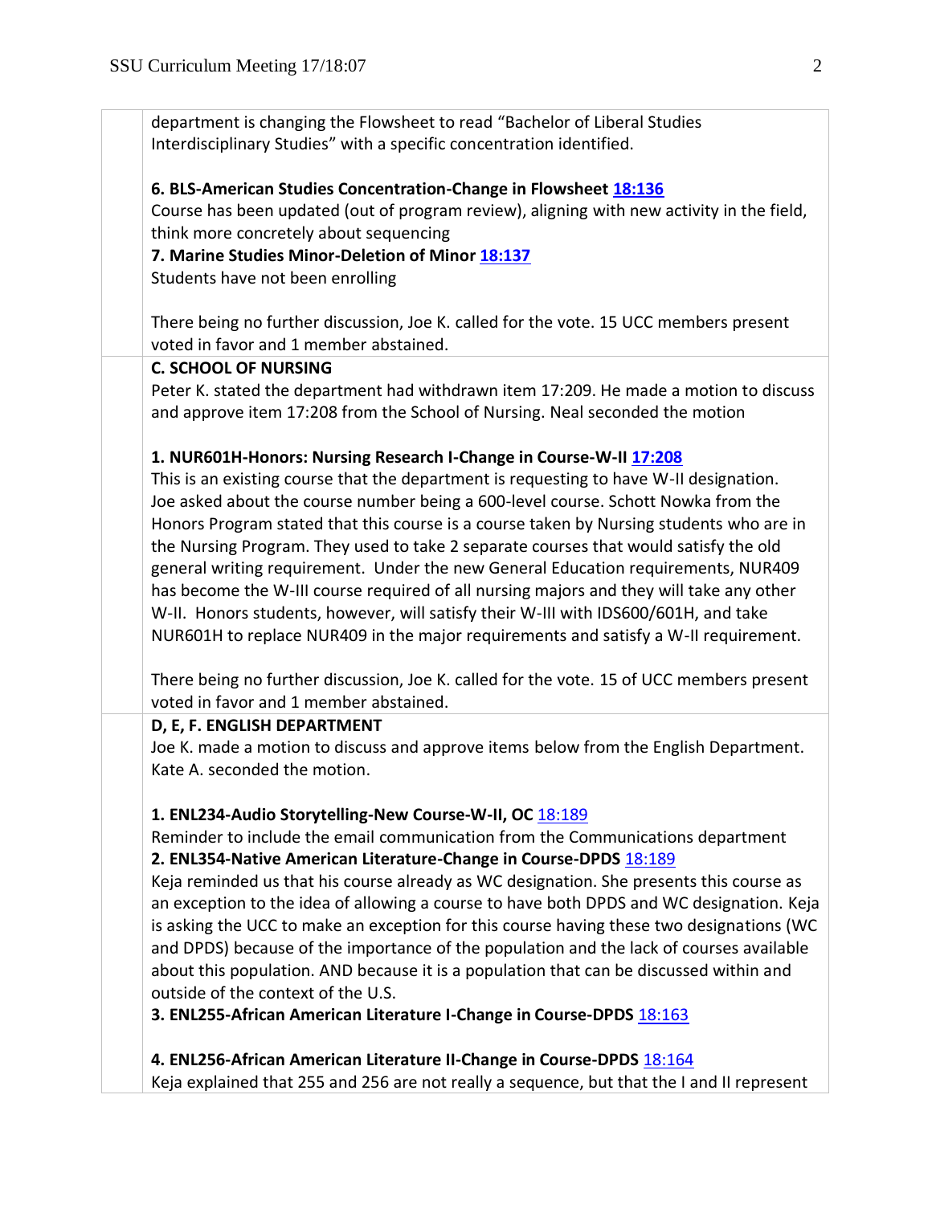department is changing the Flowsheet to read "Bachelor of Liberal Studies Interdisciplinary Studies" with a specific concentration identified.

**6. BLS-American Studies Concentration-Change in Flowsheet [18:136]**
Course has been updated (out of program review), aligning with new activity in the field, think more concretely about sequencing

**7. Marine Studies Minor-Deletion of Minor [18:137]**
Students have not been enrolling

There being no further discussion, Joe K. called for the vote. 15 UCC members present voted in favor and 1 member abstained.

**C. SCHOOL OF NURSING**

Peter K. stated the department had withdrawn item 17:209. He made a motion to discuss and approve item 17:208 from the School of Nursing. Neal seconded the motion

**1. NUR601H-Honors: Nursing Research I-Change in Course-W-II [17:208]**
This is an existing course that the department is requesting to have W-II designation. Joe asked about the course number being a 600-level course. Schott Nowka from the Honors Program stated that this course is a course taken by Nursing students who are in the Nursing Program. They used to take 2 separate courses that would satisfy the old general writing requirement. Under the new General Education requirements, NUR409 has become the W-III course required of all nursing majors and they will take any other W-II. Honors students, however, will satisfy their W-III with IDS600/601H, and take NUR601H to replace NUR409 in the major requirements and satisfy a W-II requirement.

There being no further discussion, Joe K. called for the vote. 15 of UCC members present voted in favor and 1 member abstained.

**D, E, F. ENGLISH DEPARTMENT**

Joe K. made a motion to discuss and approve items below from the English Department. Kate A. seconded the motion.

**1. ENL234-Audio Storytelling-New Course-W-II, OC** [18:189]
Reminder to include the email communication from the Communications department

**2. ENL354-Native American Literature-Change in Course-DPDS** [18:189]
Keja reminded us that his course already as WC designation. She presents this course as an exception to the idea of allowing a course to have both DPDS and WC designation. Keja is asking the UCC to make an exception for this course having these two designations (WC and DPDS) because of the importance of the population and the lack of courses available about this population. AND because it is a population that can be discussed within and outside of the context of the U.S.

**3. ENL255-African American Literature I-Change in Course-DPDS** [18:163]

**4. ENL256-African American Literature II-Change in Course-DPDS** [18:164]
Keja explained that 255 and 256 are not really a sequence, but that the I and II represent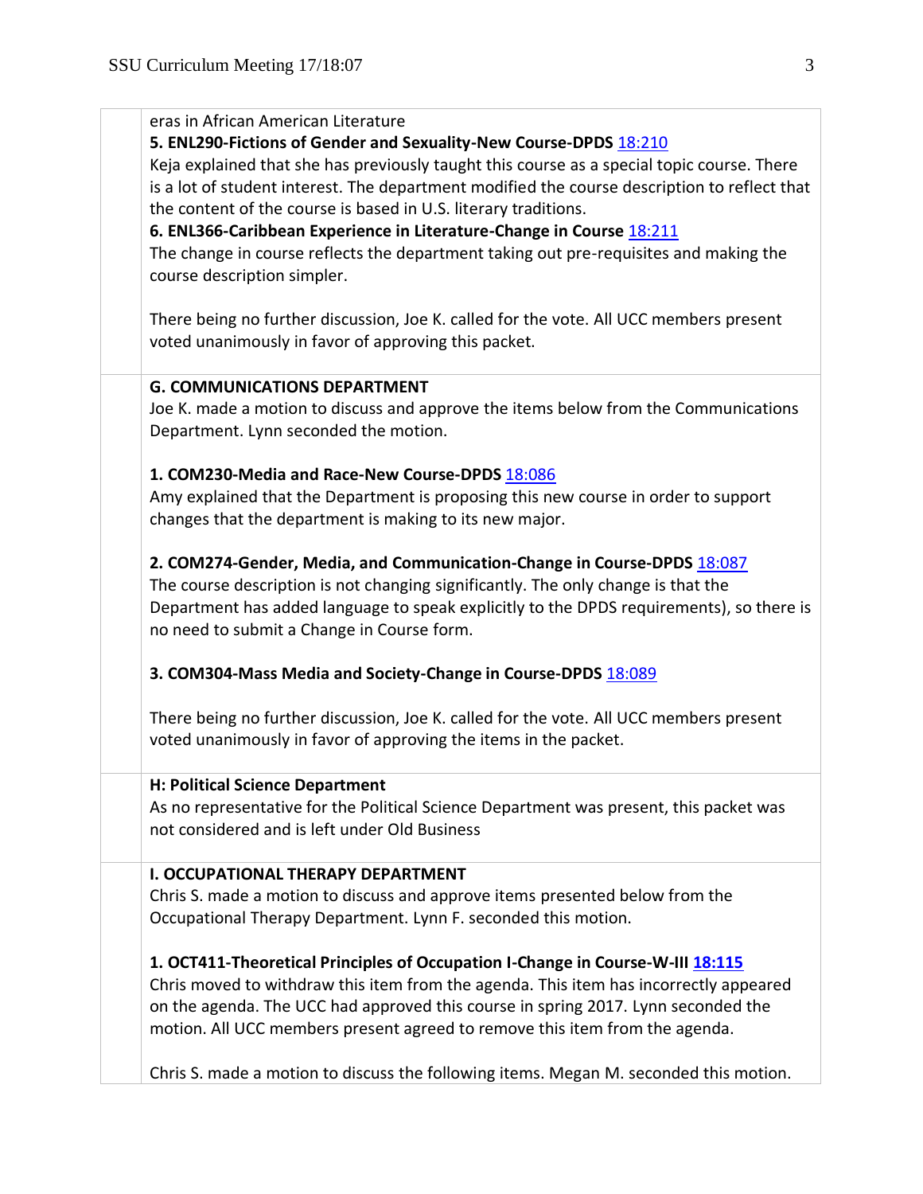eras in African American Literature

**5. ENL290-Fictions of Gender and Sexuality-New Course-DPDS** 18:210

Keja explained that she has previously taught this course as a special topic course. There is a lot of student interest. The department modified the course description to reflect that the content of the course is based in U.S. literary traditions.

**6. ENL366-Caribbean Experience in Literature-Change in Course** 18:211

The change in course reflects the department taking out pre-requisites and making the course description simpler.

There being no further discussion, Joe K. called for the vote. All UCC members present voted unanimously in favor of approving this packet.

**G. COMMUNICATIONS DEPARTMENT**

Joe K. made a motion to discuss and approve the items below from the Communications Department. Lynn seconded the motion.

**1. COM230-Media and Race-New Course-DPDS** 18:086

Amy explained that the Department is proposing this new course in order to support changes that the department is making to its new major.

**2. COM274-Gender, Media, and Communication-Change in Course-DPDS** 18:087

The course description is not changing significantly. The only change is that the Department has added language to speak explicitly to the DPDS requirements), so there is no need to submit a Change in Course form.

**3. COM304-Mass Media and Society-Change in Course-DPDS** 18:089

There being no further discussion, Joe K. called for the vote. All UCC members present voted unanimously in favor of approving the items in the packet.

**H: Political Science Department**

As no representative for the Political Science Department was present, this packet was not considered and is left under Old Business

**I. OCCUPATIONAL THERAPY DEPARTMENT**

Chris S. made a motion to discuss and approve items presented below from the Occupational Therapy Department. Lynn F. seconded this motion.

**1. OCT411-Theoretical Principles of Occupation I-Change in Course-W-III** **18:115**

Chris moved to withdraw this item from the agenda. This item has incorrectly appeared on the agenda. The UCC had approved this course in spring 2017. Lynn seconded the motion. All UCC members present agreed to remove this item from the agenda.

Chris S. made a motion to discuss the following items. Megan M. seconded this motion.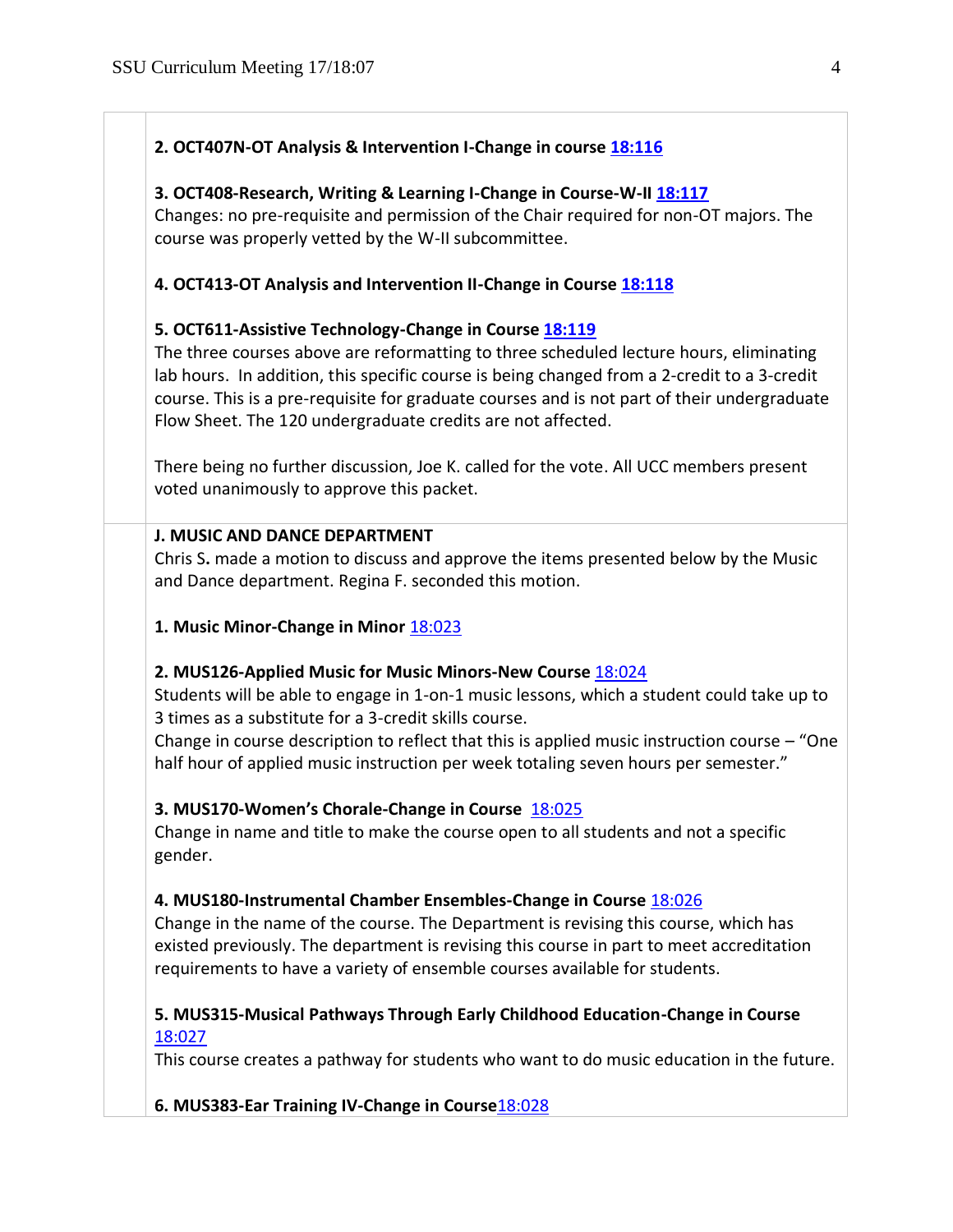**2. OCT407N-OT Analysis & Intervention I-Change in course 18:116**

**3. OCT408-Research, Writing & Learning I-Change in Course-W-II 18:117**
Changes: no pre-requisite and permission of the Chair required for non-OT majors. The course was properly vetted by the W-II subcommittee.

**4. OCT413-OT Analysis and Intervention II-Change in Course 18:118**

**5. OCT611-Assistive Technology-Change in Course 18:119**
The three courses above are reformatting to three scheduled lecture hours, eliminating lab hours. In addition, this specific course is being changed from a 2-credit to a 3-credit course. This is a pre-requisite for graduate courses and is not part of their undergraduate Flow Sheet. The 120 undergraduate credits are not affected.

There being no further discussion, Joe K. called for the vote. All UCC members present voted unanimously to approve this packet.

**J. MUSIC AND DANCE DEPARTMENT**
Chris S**.** made a motion to discuss and approve the items presented below by the Music and Dance department. Regina F. seconded this motion.

**1. Music Minor-Change in Minor** 18:023

**2. MUS126-Applied Music for Music Minors-New Course** 18:024
Students will be able to engage in 1-on-1 music lessons, which a student could take up to 3 times as a substitute for a 3-credit skills course.
Change in course description to reflect that this is applied music instruction course – "One half hour of applied music instruction per week totaling seven hours per semester."

**3. MUS170-Women's Chorale-Change in Course** 18:025
Change in name and title to make the course open to all students and not a specific gender.

**4. MUS180-Instrumental Chamber Ensembles-Change in Course** 18:026
Change in the name of the course. The Department is revising this course, which has existed previously. The department is revising this course in part to meet accreditation requirements to have a variety of ensemble courses available for students.

**5. MUS315-Musical Pathways Through Early Childhood Education-Change in Course** 18:027
This course creates a pathway for students who want to do music education in the future.

**6. MUS383-Ear Training IV-Change in Course**18:028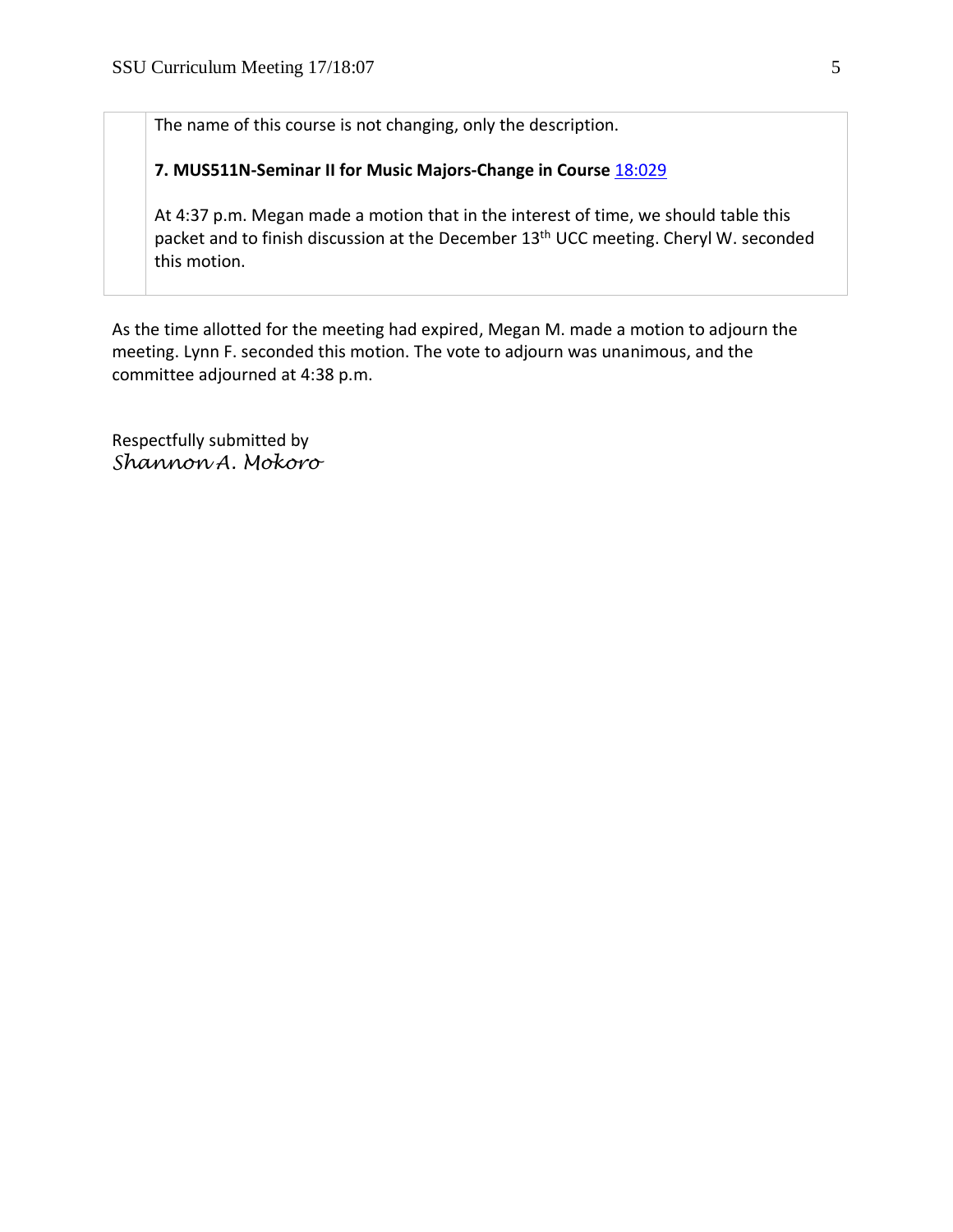The name of this course is not changing, only the description.

**7. MUS511N-Seminar II for Music Majors-Change in Course** 18:029

At 4:37 p.m. Megan made a motion that in the interest of time, we should table this packet and to finish discussion at the December 13th UCC meeting. Cheryl W. seconded this motion.

As the time allotted for the meeting had expired, Megan M. made a motion to adjourn the meeting. Lynn F. seconded this motion. The vote to adjourn was unanimous, and the committee adjourned at 4:38 p.m.

Respectfully submitted by
*Shannon A. Mokoro*